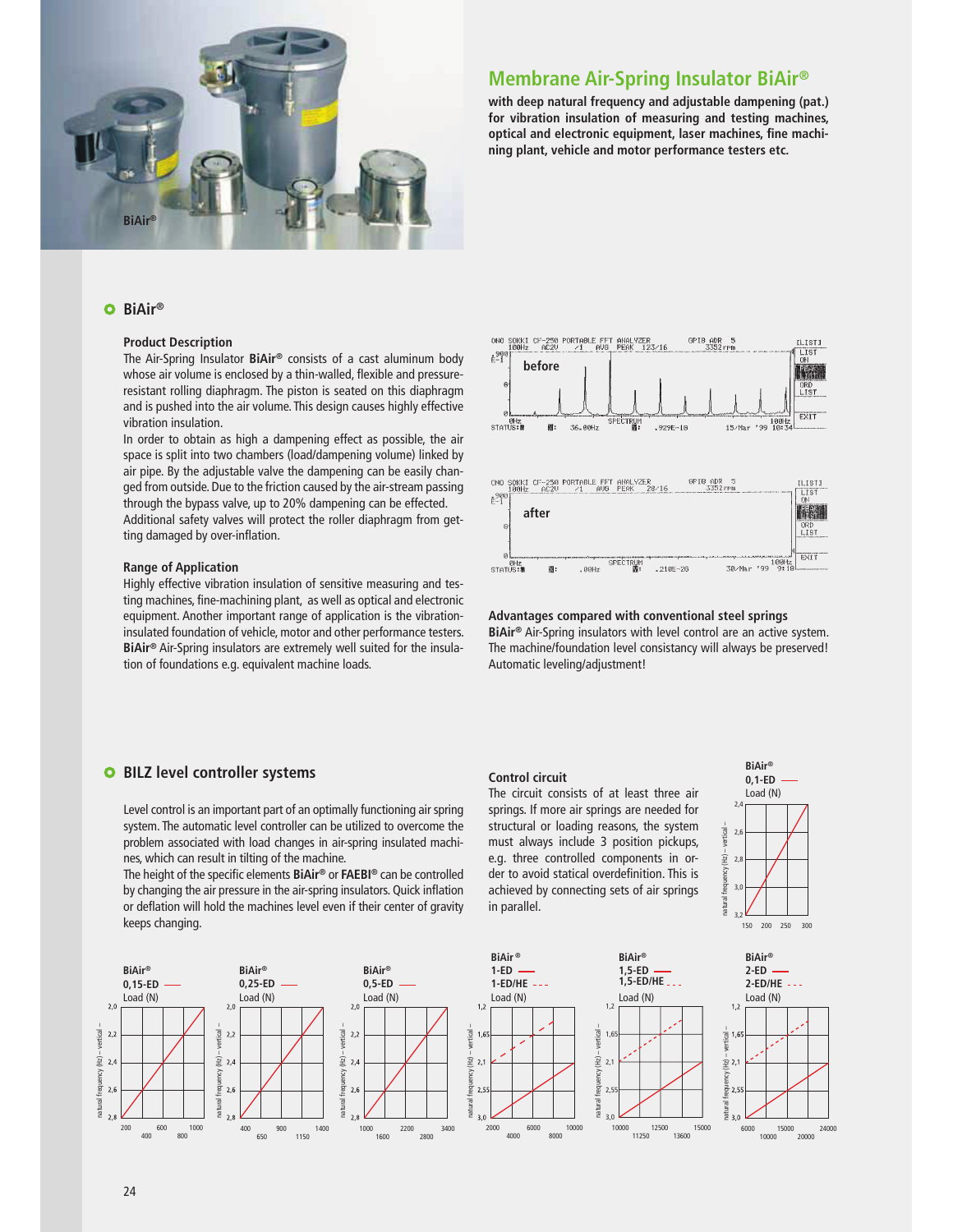## Membrane Air-Spring Insulator BiAir®

**with deep natural frequency and adjustable dampening (pat.) for vibration insulation of measuring and testing machines, optical and electronic equipment, laser machines, fine machining plant, vehicle and motor performance testers etc.**

## BiAir®

### Product Description

The Air-Spring Insulator **BiAir®** consists of a cast aluminum body whose air volume is enclosed by a thin-walled, flexible and pressure-resistant rolling diaphragm. The piston is seated on this diaphragm and is pushed into the air volume. This design causes highly effective vibration insulation.

In order to obtain as high a dampening effect as possible, the air space is split into two chambers (load/dampening volume) linked by air pipe. By the adjustable valve the dampening can be easily changed from outside. Due to the friction caused by the air-stream passing through the bypass valve, up to 20% dampening can be effected.

Additional safety valves will protect the roller diaphragm from getting damaged by over-inflation.

### Range of Application

Highly effective vibration insulation of sensitive measuring and testing machines, fine-machining plant, as well as optical and electronic equipment. Another important range of application is the vibration-insulated foundation of vehicle, motor and other performance testers. **BiAir®** Air-Spring insulators are extremely well suited for the insulation of foundations e.g. equivalent machine loads.

before

after

### Advantages compared with conventional steel springs

**BiAir®** Air-Spring insulators with level control are an active system. The machine/foundation level consistancy will always be preserved! Automatic leveling/adjustment!

## BILZ level controller systems

Level control is an important part of an optimally functioning air spring system. The automatic level controller can be utilized to overcome the problem associated with load changes in air-spring insulated machines, which can result in tilting of the machine.

The height of the specific elements **BiAir®** or **FAEBI®** can be controlled by changing the air pressure in the air-spring insulators. Quick inflation or deflation will hold the machines level even if their center of gravity keeps changing.

### Control circuit

The circuit consists of at least three air springs. If more air springs are needed for structural or loading reasons, the system must always include 3 position pickups, e.g. three controlled components in order to avoid statical overdefinition. This is achieved by connecting sets of air springs in parallel.

BiAir® 0,1-ED — Load (N) — natural frequency (Hz) – vertical – (Load 150–300 N; 3,2–2,4 Hz)

BiAir® 0,15-ED — Load (N) (200–1000 N; 2,8–2,0 Hz)

BiAir® 0,25-ED — Load (N) (400–1400 N; 2,8–2,0 Hz)

BiAir® 0,5-ED — Load (N) (1000–3400 N; 2,8–2,0 Hz)

BiAir® 1-ED —, 1-ED/HE - - - Load (N) (2000–10000 N; 3,0–1,2 Hz)

BiAir® 1,5-ED —, 1,5-ED/HE - - - Load (N) (10000–15000 N; 3,0–1,2 Hz)

BiAir® 2-ED —, 2-ED/HE - - - Load (N) (6000–24000 N; 3,0–1,2 Hz)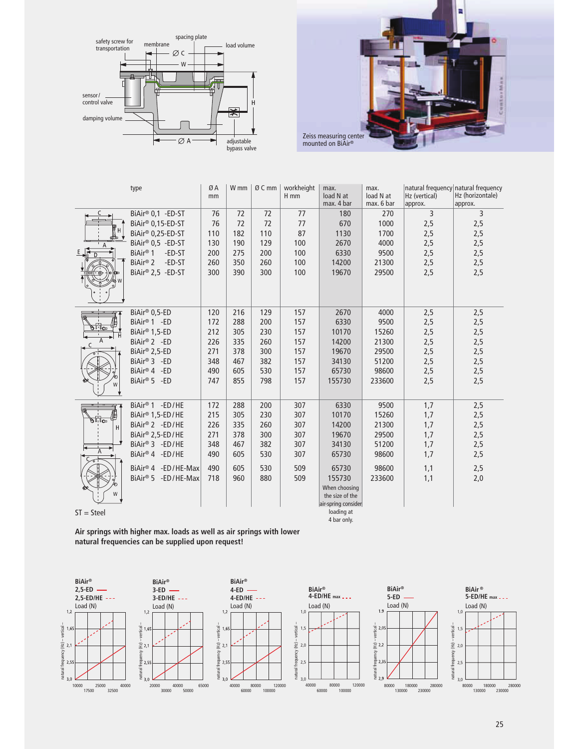| type | Ø A mm | W mm | Ø C mm | workheight H mm | max. load N at max. 4 bar | max. load N at max. 6 bar | natural frequency Hz (vertical) approx. | natural frequency Hz (horizontale) approx. |
|---|---|---|---|---|---|---|---|---|
| BiAir® 0,1 -ED-ST | 76 | 72 | 72 | 77 | 180 | 270 | 3 | 3 |
| BiAir® 0,15-ED-ST | 76 | 72 | 72 | 77 | 670 | 1000 | 2,5 | 2,5 |
| BiAir® 0,25-ED-ST | 110 | 182 | 110 | 87 | 1130 | 1700 | 2,5 | 2,5 |
| BiAir® 0,5 -ED-ST | 130 | 190 | 129 | 100 | 2670 | 4000 | 2,5 | 2,5 |
| BiAir® 1 -ED-ST | 200 | 275 | 200 | 100 | 6330 | 9500 | 2,5 | 2,5 |
| BiAir® 2 -ED-ST | 260 | 350 | 260 | 100 | 14200 | 21300 | 2,5 | 2,5 |
| BiAir® 2,5 -ED-ST | 300 | 390 | 300 | 100 | 19670 | 29500 | 2,5 | 2,5 |
| BiAir® 0,5-ED | 120 | 216 | 129 | 157 | 2670 | 4000 | 2,5 | 2,5 |
| BiAir® 1 -ED | 172 | 288 | 200 | 157 | 6330 | 9500 | 2,5 | 2,5 |
| BiAir® 1,5-ED | 212 | 305 | 230 | 157 | 10170 | 15260 | 2,5 | 2,5 |
| BiAir® 2 -ED | 226 | 335 | 260 | 157 | 14200 | 21300 | 2,5 | 2,5 |
| BiAir® 2,5-ED | 271 | 378 | 300 | 157 | 19670 | 29500 | 2,5 | 2,5 |
| BiAir® 3 -ED | 348 | 467 | 382 | 157 | 34130 | 51200 | 2,5 | 2,5 |
| BiAir® 4 -ED | 490 | 605 | 530 | 157 | 65730 | 98600 | 2,5 | 2,5 |
| BiAir® 5 -ED | 747 | 855 | 798 | 157 | 155730 | 233600 | 2,5 | 2,5 |
| BiAir® 1 -ED/HE | 172 | 288 | 200 | 307 | 6330 | 9500 | 1,7 | 2,5 |
| BiAir® 1,5-ED/HE | 215 | 305 | 230 | 307 | 10170 | 15260 | 1,7 | 2,5 |
| BiAir® 2 -ED/HE | 226 | 335 | 260 | 307 | 14200 | 21300 | 1,7 | 2,5 |
| BiAir® 2,5-ED/HE | 271 | 378 | 300 | 307 | 19670 | 29500 | 1,7 | 2,5 |
| BiAir® 3 -ED/HE | 348 | 467 | 382 | 307 | 34130 | 51200 | 1,7 | 2,5 |
| BiAir® 4 -ED/HE | 490 | 605 | 530 | 307 | 65730 | 98600 | 1,7 | 2,5 |
| BiAir® 4 -ED/HE-Max | 490 | 605 | 530 | 509 | 65730 | 98600 | 1,1 | 2,5 |
| BiAir® 5 -ED/HE-Max | 718 | 960 | 880 | 509 | 155730 | 233600 | 1,1 | 2,0 |

ST = Steel

When choosing the size of the air-spring consider loading at 4 bar only.

**Air springs with higher max. loads as well as air springs with lower natural frequencies can be supplied upon request!**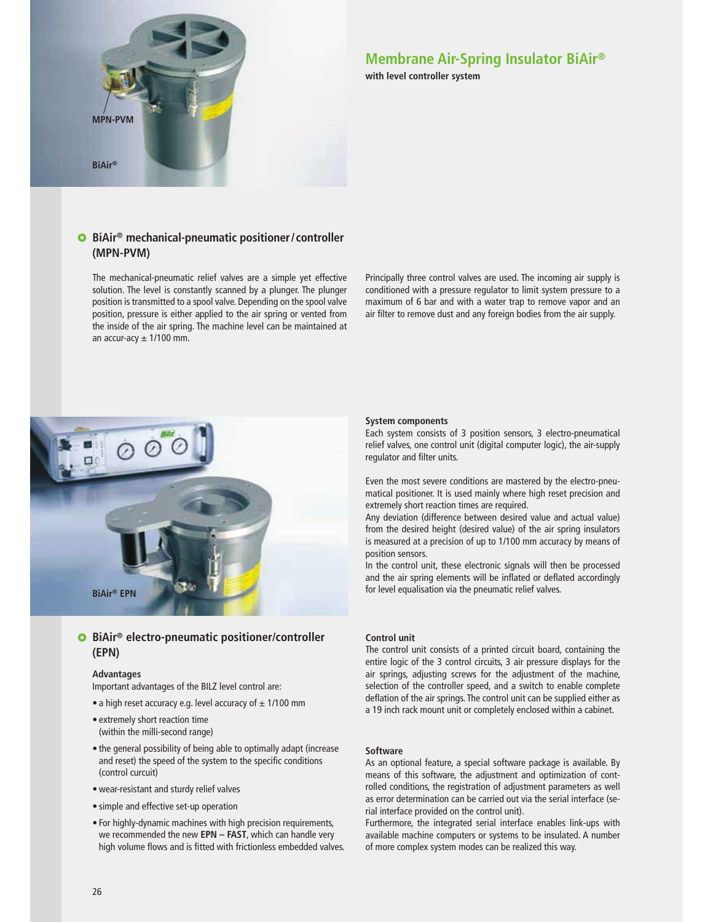## Membrane Air-Spring Insulator BiAir®

**with level controller system**

MPN-PVM

BiAir®

### BiAir® mechanical-pneumatic positioner / controller (MPN-PVM)

The mechanical-pneumatic relief valves are a simple yet effective solution. The level is constantly scanned by a plunger. The plunger position is transmitted to a spool valve. Depending on the spool valve position, pressure is either applied to the air spring or vented from the inside of the air spring. The machine level can be maintained at an accur-acy ± 1/100 mm.

Principally three control valves are used. The incoming air supply is conditioned with a pressure regulator to limit system pressure to a maximum of 6 bar and with a water trap to remove vapor and an air filter to remove dust and any foreign bodies from the air supply.

BiAir® EPN

### BiAir® electro-pneumatic positioner/controller (EPN)

**Advantages**

Important advantages of the BILZ level control are:

- a high reset accuracy e.g. level accuracy of ± 1/100 mm
- extremely short reaction time (within the milli-second range)
- the general possibility of being able to optimally adapt (increase and reset) the speed of the system to the specific conditions (control curcuit)
- wear-resistant and sturdy relief valves
- simple and effective set-up operation
- For highly-dynamic machines with high precision requirements, we recommended the new **EPN – FAST**, which can handle very high volume flows and is fitted with frictionless embedded valves.

**System components**

Each system consists of 3 position sensors, 3 electro-pneumatical relief valves, one control unit (digital computer logic), the air-supply regulator and filter units.

Even the most severe conditions are mastered by the electro-pneumatical positioner. It is used mainly where high reset precision and extremely short reaction times are required.

Any deviation (difference between desired value and actual value) from the desired height (desired value) of the air spring insulators is measured at a precision of up to 1/100 mm accuracy by means of position sensors.

In the control unit, these electronic signals will then be processed and the air spring elements will be inflated or deflated accordingly for level equalisation via the pneumatic relief valves.

**Control unit**

The control unit consists of a printed circuit board, containing the entire logic of the 3 control circuits, 3 air pressure displays for the air springs, adjusting screws for the adjustment of the machine, selection of the controller speed, and a switch to enable complete deflation of the air springs. The control unit can be supplied either as a 19 inch rack mount unit or completely enclosed within a cabinet.

**Software**

As an optional feature, a special software package is available. By means of this software, the adjustment and optimization of controlled conditions, the registration of adjustment parameters as well as error determination can be carried out via the serial interface (serial interface provided on the control unit).

Furthermore, the integrated serial interface enables link-ups with available machine computers or systems to be insulated. A number of more complex system modes can be realized this way.